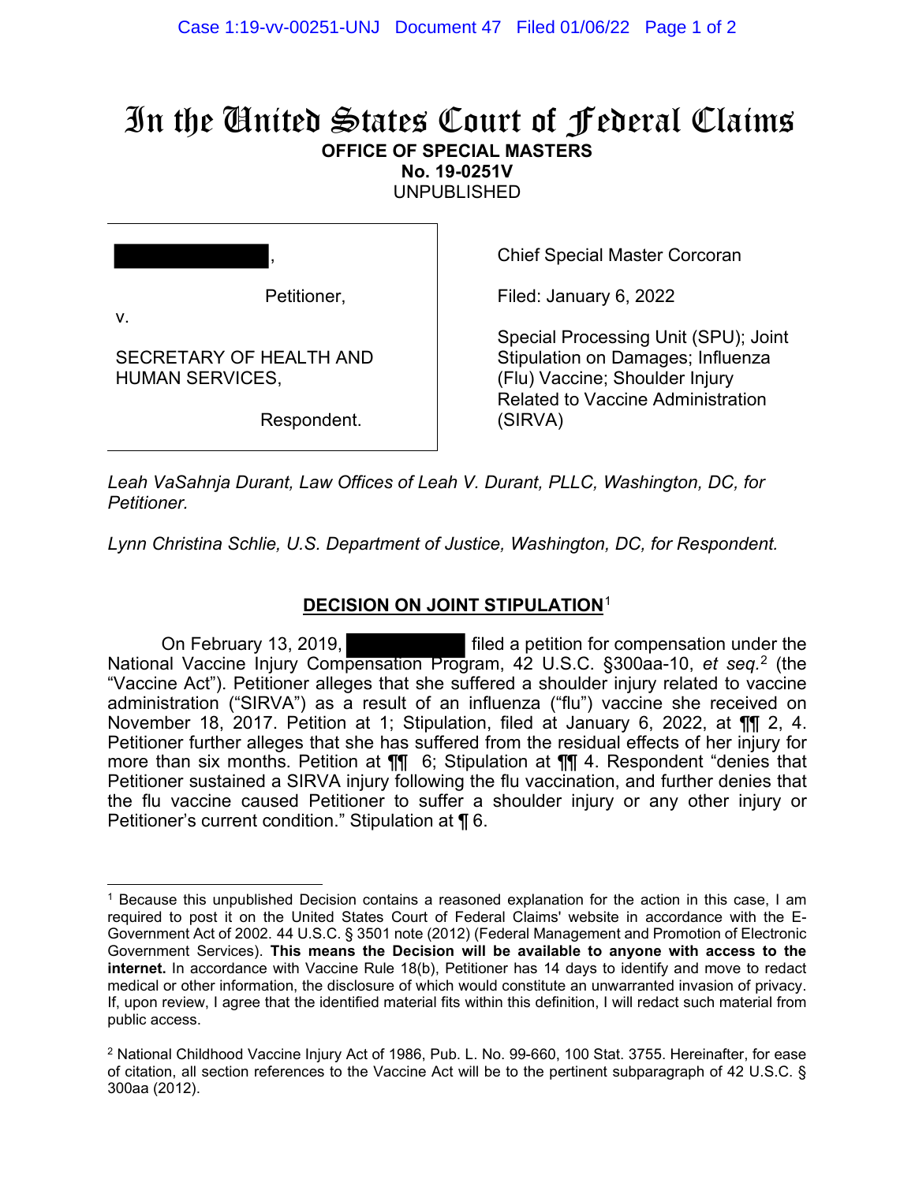# In the United States Court of Federal Claims

**OFFICE OF SPECIAL MASTERS**
**No. 19-0251V**
UNPUBLISHED

[REDACTED],

Petitioner,

v.

SECRETARY OF HEALTH AND HUMAN SERVICES,

Respondent.

Chief Special Master Corcoran

Filed: January 6, 2022

Special Processing Unit (SPU); Joint Stipulation on Damages; Influenza (Flu) Vaccine; Shoulder Injury Related to Vaccine Administration (SIRVA)

*Leah VaSahnja Durant, Law Offices of Leah V. Durant, PLLC, Washington, DC, for Petitioner.*

*Lynn Christina Schlie, U.S. Department of Justice, Washington, DC, for Respondent.*

## DECISION ON JOINT STIPULATION[1]

On February 13, 2019, [REDACTED] filed a petition for compensation under the National Vaccine Injury Compensation Program, 42 U.S.C. §300aa-10, *et seq.*[2] (the "Vaccine Act"). Petitioner alleges that she suffered a shoulder injury related to vaccine administration ("SIRVA") as a result of an influenza ("flu") vaccine she received on November 18, 2017. Petition at 1; Stipulation, filed at January 6, 2022, at ¶¶ 2, 4. Petitioner further alleges that she has suffered from the residual effects of her injury for more than six months. Petition at ¶¶ 6; Stipulation at ¶¶ 4. Respondent "denies that Petitioner sustained a SIRVA injury following the flu vaccination, and further denies that the flu vaccine caused Petitioner to suffer a shoulder injury or any other injury or Petitioner's current condition." Stipulation at ¶ 6.

---

[1] Because this unpublished Decision contains a reasoned explanation for the action in this case, I am required to post it on the United States Court of Federal Claims' website in accordance with the E-Government Act of 2002. 44 U.S.C. § 3501 note (2012) (Federal Management and Promotion of Electronic Government Services). **This means the Decision will be available to anyone with access to the internet.** In accordance with Vaccine Rule 18(b), Petitioner has 14 days to identify and move to redact medical or other information, the disclosure of which would constitute an unwarranted invasion of privacy. If, upon review, I agree that the identified material fits within this definition, I will redact such material from public access.

[2] National Childhood Vaccine Injury Act of 1986, Pub. L. No. 99-660, 100 Stat. 3755. Hereinafter, for ease of citation, all section references to the Vaccine Act will be to the pertinent subparagraph of 42 U.S.C. § 300aa (2012).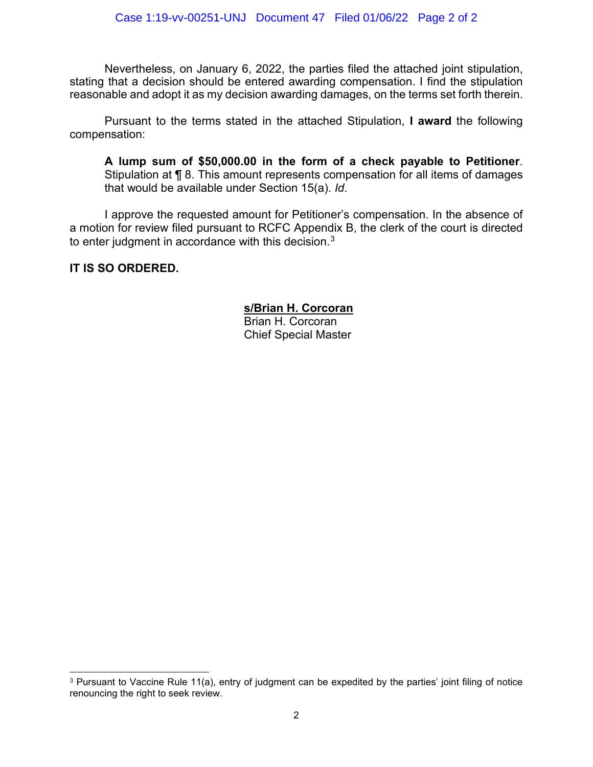Nevertheless, on January 6, 2022, the parties filed the attached joint stipulation, stating that a decision should be entered awarding compensation. I find the stipulation reasonable and adopt it as my decision awarding damages, on the terms set forth therein.

Pursuant to the terms stated in the attached Stipulation, **I award** the following compensation:

> **A lump sum of $50,000.00 in the form of a check payable to Petitioner**. Stipulation at ¶ 8. This amount represents compensation for all items of damages that would be available under Section 15(a). *Id*.

I approve the requested amount for Petitioner's compensation. In the absence of a motion for review filed pursuant to RCFC Appendix B, the clerk of the court is directed to enter judgment in accordance with this decision.[3]

**IT IS SO ORDERED.**

**s/Brian H. Corcoran**
Brian H. Corcoran
Chief Special Master

---

[3] Pursuant to Vaccine Rule 11(a), entry of judgment can be expedited by the parties' joint filing of notice renouncing the right to seek review.